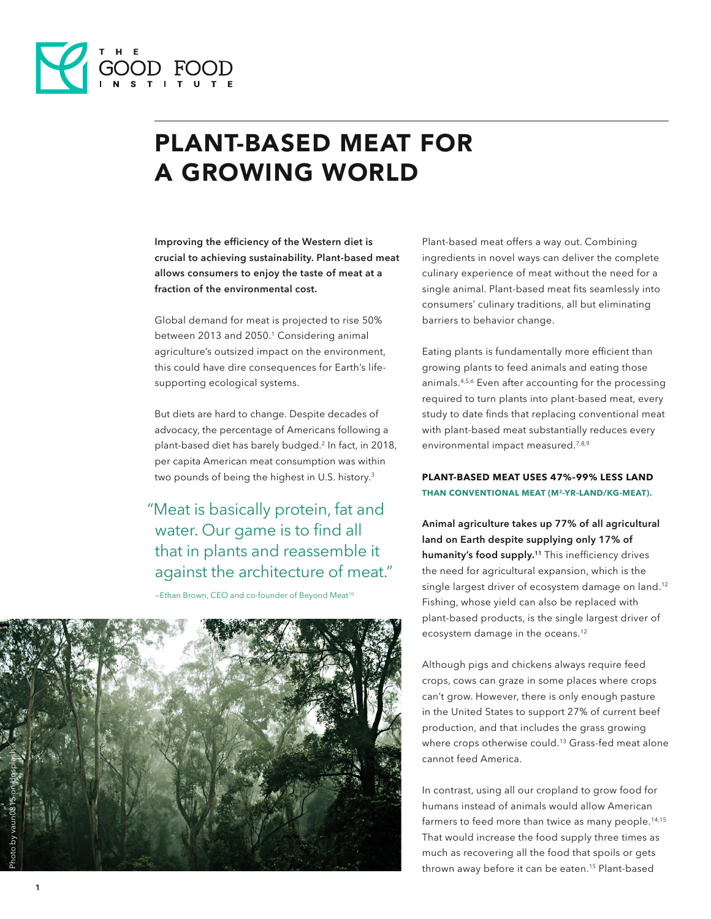# PLANT-BASED MEAT FOR A GROWING WORLD

**Improving the efficiency of the Western diet is crucial to achieving sustainability. Plant-based meat allows consumers to enjoy the taste of meat at a fraction of the environmental cost.**

Global demand for meat is projected to rise 50% between 2013 and 2050.[1] Considering animal agriculture's outsized impact on the environment, this could have dire consequences for Earth's life-supporting ecological systems.

But diets are hard to change. Despite decades of advocacy, the percentage of Americans following a plant-based diet has barely budged.[2] In fact, in 2018, per capita American meat consumption was within two pounds of being the highest in U.S. history.[3]

> "Meat is basically protein, fat and water. Our game is to find all that in plants and reassemble it against the architecture of meat."
>
> —Ethan Brown, CEO and co-founder of Beyond Meat[10]

Photo by vaun0815 on Unsplash

Plant-based meat offers a way out. Combining ingredients in novel ways can deliver the complete culinary experience of meat without the need for a single animal. Plant-based meat fits seamlessly into consumers' culinary traditions, all but eliminating barriers to behavior change.

Eating plants is fundamentally more efficient than growing plants to feed animals and eating those animals.[4,5,6] Even after accounting for the processing required to turn plants into plant-based meat, every study to date finds that replacing conventional meat with plant-based meat substantially reduces every environmental impact measured.[7,8,9]

### PLANT-BASED MEAT USES 47%–99% LESS LAND THAN CONVENTIONAL MEAT ($M^2$-YR-LAND/KG-MEAT).

**Animal agriculture takes up 77% of all agricultural land on Earth despite supplying only 17% of humanity's food supply.[11]** This inefficiency drives the need for agricultural expansion, which is the single largest driver of ecosystem damage on land.[12] Fishing, whose yield can also be replaced with plant-based products, is the single largest driver of ecosystem damage in the oceans.[12]

Although pigs and chickens always require feed crops, cows can graze in some places where crops can't grow. However, there is only enough pasture in the United States to support 27% of current beef production, and that includes the grass growing where crops otherwise could.[13] Grass-fed meat alone cannot feed America.

In contrast, using all our cropland to grow food for humans instead of animals would allow American farmers to feed more than twice as many people.[14,15] That would increase the food supply three times as much as recovering all the food that spoils or gets thrown away before it can be eaten.[15] Plant-based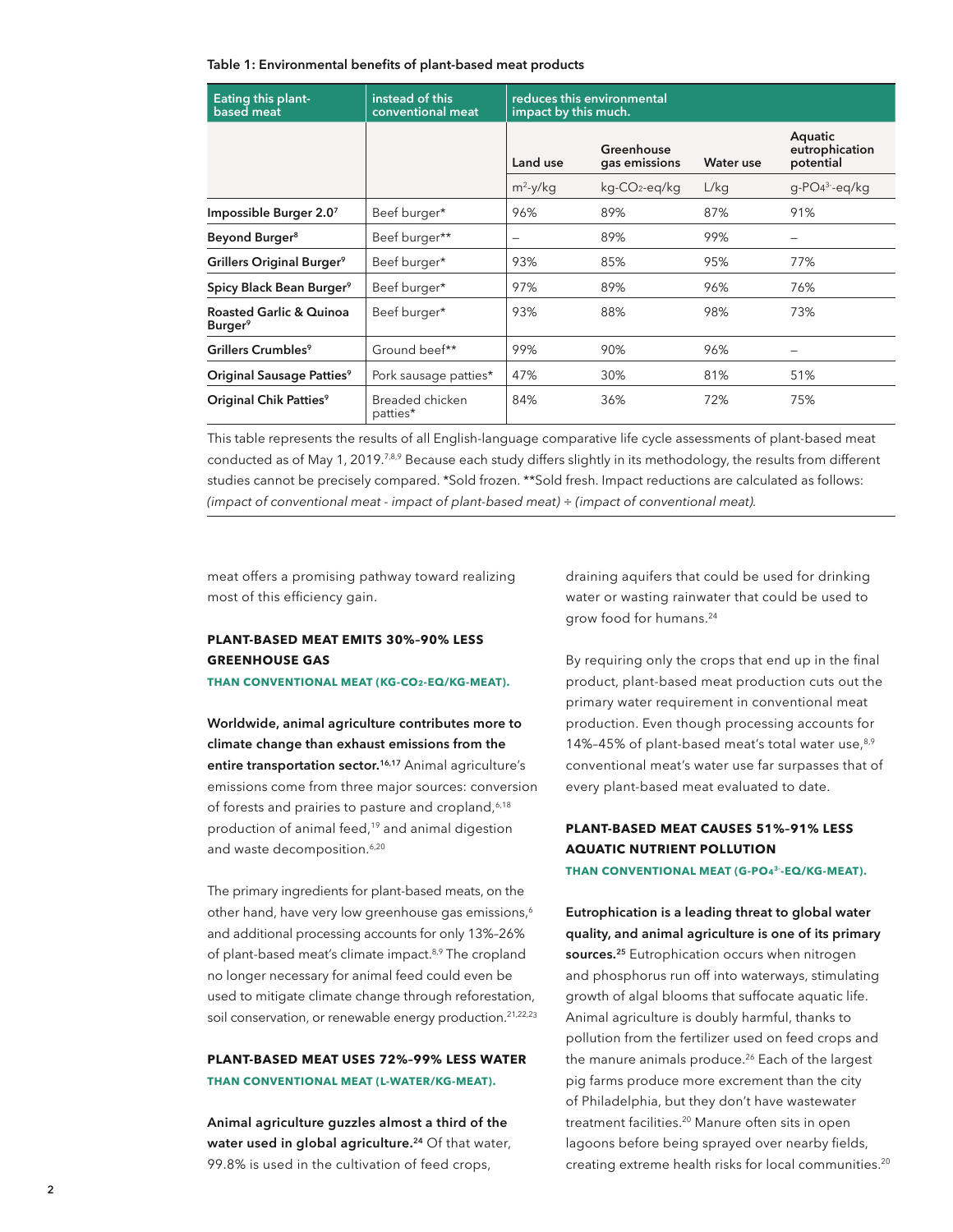**Table 1: Environmental benefits of plant-based meat products**

| Eating this plant-based meat | instead of this conventional meat | reduces this environmental impact by this much. | | | |
|---|---|---|---|---|---|
| | | Land use | Greenhouse gas emissions | Water use | Aquatic eutrophication potential |
| | | $m^2$-y/kg | kg-$CO_2$-eq/kg | L/kg | g-$PO_4^{3-}$-eq/kg |
| Impossible Burger 2.0[7] | Beef burger* | 96% | 89% | 87% | 91% |
| Beyond Burger[8] | Beef burger** | – | 89% | 99% | – |
| Grillers Original Burger[9] | Beef burger* | 93% | 85% | 95% | 77% |
| Spicy Black Bean Burger[9] | Beef burger* | 97% | 89% | 96% | 76% |
| Roasted Garlic & Quinoa Burger[9] | Beef burger* | 93% | 88% | 98% | 73% |
| Grillers Crumbles[9] | Ground beef** | 99% | 90% | 96% | – |
| Original Sausage Patties[9] | Pork sausage patties* | 47% | 30% | 81% | 51% |
| Original Chik Patties[9] | Breaded chicken patties* | 84% | 36% | 72% | 75% |

This table represents the results of all English-language comparative life cycle assessments of plant-based meat conducted as of May 1, 2019.[7,8,9] Because each study differs slightly in its methodology, the results from different studies cannot be precisely compared. *Sold frozen. **Sold fresh. Impact reductions are calculated as follows: *(impact of conventional meat - impact of plant-based meat) ÷ (impact of conventional meat).*

meat offers a promising pathway toward realizing most of this efficiency gain.

### PLANT-BASED MEAT EMITS 30%–90% LESS GREENHOUSE GAS

**THAN CONVENTIONAL MEAT (KG-$CO_2$-EQ/KG-MEAT).**

**Worldwide, animal agriculture contributes more to climate change than exhaust emissions from the entire transportation sector.[16,17]** Animal agriculture's emissions come from three major sources: conversion of forests and prairies to pasture and cropland,[6,18] production of animal feed,[19] and animal digestion and waste decomposition.[6,20]

The primary ingredients for plant-based meats, on the other hand, have very low greenhouse gas emissions,[6] and additional processing accounts for only 13%–26% of plant-based meat's climate impact.[8,9] The cropland no longer necessary for animal feed could even be used to mitigate climate change through reforestation, soil conservation, or renewable energy production.[21,22,23]

### PLANT-BASED MEAT USES 72%–99% LESS WATER

**THAN CONVENTIONAL MEAT (L-WATER/KG-MEAT).**

**Animal agriculture guzzles almost a third of the water used in global agriculture.[24]** Of that water, 99.8% is used in the cultivation of feed crops, draining aquifers that could be used for drinking water or wasting rainwater that could be used to grow food for humans.[24]

By requiring only the crops that end up in the final product, plant-based meat production cuts out the primary water requirement in conventional meat production. Even though processing accounts for 14%–45% of plant-based meat's total water use,[8,9] conventional meat's water use far surpasses that of every plant-based meat evaluated to date.

### PLANT-BASED MEAT CAUSES 51%–91% LESS AQUATIC NUTRIENT POLLUTION

**THAN CONVENTIONAL MEAT (G-$PO_4^{3-}$-EQ/KG-MEAT).**

**Eutrophication is a leading threat to global water quality, and animal agriculture is one of its primary sources.[25]** Eutrophication occurs when nitrogen and phosphorus run off into waterways, stimulating growth of algal blooms that suffocate aquatic life. Animal agriculture is doubly harmful, thanks to pollution from the fertilizer used on feed crops and the manure animals produce.[26] Each of the largest pig farms produce more excrement than the city of Philadelphia, but they don't have wastewater treatment facilities.[20] Manure often sits in open lagoons before being sprayed over nearby fields, creating extreme health risks for local communities.[20]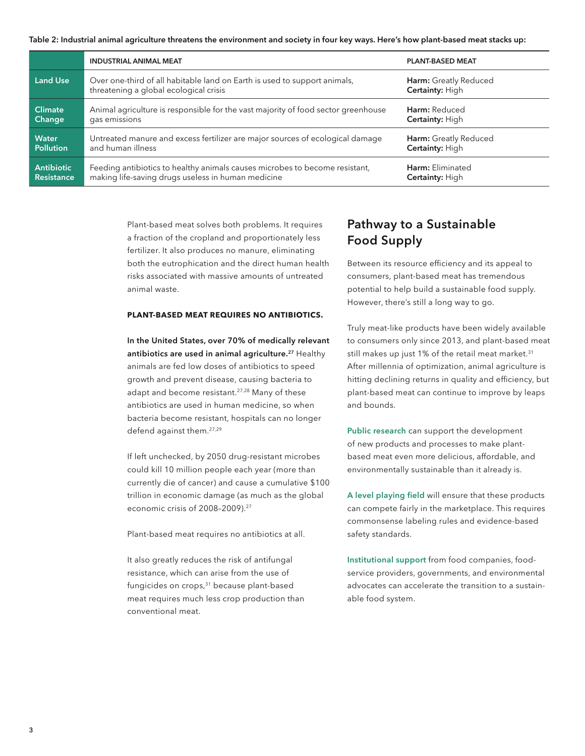**Table 2: Industrial animal agriculture threatens the environment and society in four key ways. Here's how plant-based meat stacks up:**

| | INDUSTRIAL ANIMAL MEAT | PLANT-BASED MEAT |
|---|---|---|
| **Land Use** | Over one-third of all habitable land on Earth is used to support animals, threatening a global ecological crisis | **Harm:** Greatly Reduced<br>**Certainty:** High |
| **Climate Change** | Animal agriculture is responsible for the vast majority of food sector greenhouse gas emissions | **Harm:** Reduced<br>**Certainty:** High |
| **Water Pollution** | Untreated manure and excess fertilizer are major sources of ecological damage and human illness | **Harm:** Greatly Reduced<br>**Certainty:** High |
| **Antibiotic Resistance** | Feeding antibiotics to healthy animals causes microbes to become resistant, making life-saving drugs useless in human medicine | **Harm:** Eliminated<br>**Certainty:** High |

Plant-based meat solves both problems. It requires a fraction of the cropland and proportionately less fertilizer. It also produces no manure, eliminating both the eutrophication and the direct human health risks associated with massive amounts of untreated animal waste.

**PLANT-BASED MEAT REQUIRES NO ANTIBIOTICS.**

**In the United States, over 70% of medically relevant antibiotics are used in animal agriculture.[27]** Healthy animals are fed low doses of antibiotics to speed growth and prevent disease, causing bacteria to adapt and become resistant.[27,28] Many of these antibiotics are used in human medicine, so when bacteria become resistant, hospitals can no longer defend against them.[27,29]

If left unchecked, by 2050 drug-resistant microbes could kill 10 million people each year (more than currently die of cancer) and cause a cumulative $100 trillion in economic damage (as much as the global economic crisis of 2008–2009).[27]

Plant-based meat requires no antibiotics at all.

It also greatly reduces the risk of antifungal resistance, which can arise from the use of fungicides on crops,[31] because plant-based meat requires much less crop production than conventional meat.

## Pathway to a Sustainable Food Supply

Between its resource efficiency and its appeal to consumers, plant-based meat has tremendous potential to help build a sustainable food supply. However, there's still a long way to go.

Truly meat-like products have been widely available to consumers only since 2013, and plant-based meat still makes up just 1% of the retail meat market.[31] After millennia of optimization, animal agriculture is hitting declining returns in quality and efficiency, but plant-based meat can continue to improve by leaps and bounds.

**Public research** can support the development of new products and processes to make plant-based meat even more delicious, affordable, and environmentally sustainable than it already is.

**A level playing field** will ensure that these products can compete fairly in the marketplace. This requires commonsense labeling rules and evidence-based safety standards.

**Institutional support** from food companies, food-service providers, governments, and environmental advocates can accelerate the transition to a sustainable food system.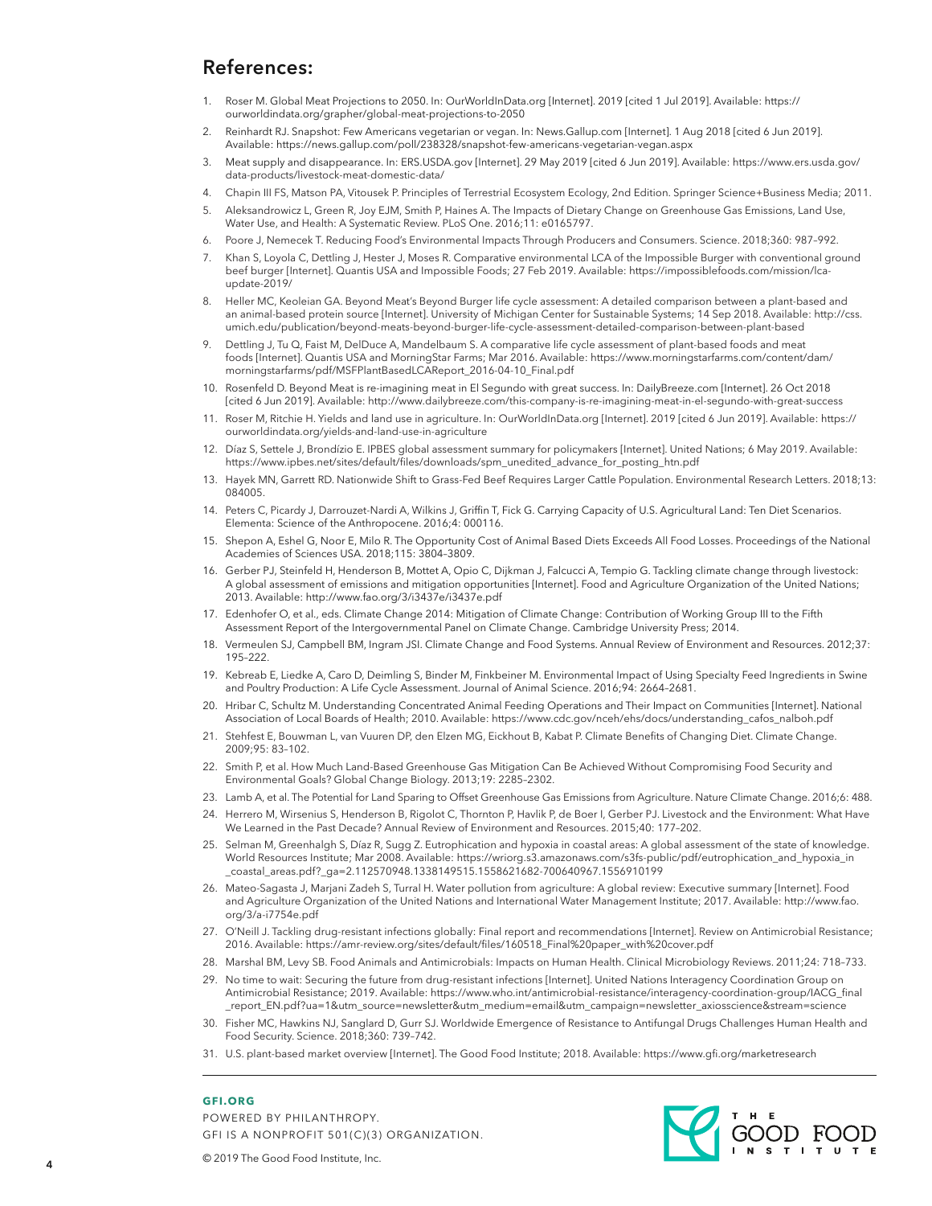## References:

1. Roser M. Global Meat Projections to 2050. In: OurWorldInData.org [Internet]. 2019 [cited 1 Jul 2019]. Available: https://ourworldindata.org/grapher/global-meat-projections-to-2050
2. Reinhardt RJ. Snapshot: Few Americans vegetarian or vegan. In: News.Gallup.com [Internet]. 1 Aug 2018 [cited 6 Jun 2019]. Available: https://news.gallup.com/poll/238328/snapshot-few-americans-vegetarian-vegan.aspx
3. Meat supply and disappearance. In: ERS.USDA.gov [Internet]. 29 May 2019 [cited 6 Jun 2019]. Available: https://www.ers.usda.gov/data-products/livestock-meat-domestic-data/
4. Chapin III FS, Matson PA, Vitousek P. Principles of Terrestrial Ecosystem Ecology, 2nd Edition. Springer Science+Business Media; 2011.
5. Aleksandrowicz L, Green R, Joy EJM, Smith P, Haines A. The Impacts of Dietary Change on Greenhouse Gas Emissions, Land Use, Water Use, and Health: A Systematic Review. PLoS One. 2016;11: e0165797.
6. Poore J, Nemecek T. Reducing Food's Environmental Impacts Through Producers and Consumers. Science. 2018;360: 987–992.
7. Khan S, Loyola C, Dettling J, Hester J, Moses R. Comparative environmental LCA of the Impossible Burger with conventional ground beef burger [Internet]. Quantis USA and Impossible Foods; 27 Feb 2019. Available: https://impossiblefoods.com/mission/lca-update-2019/
8. Heller MC, Keoleian GA. Beyond Meat's Beyond Burger life cycle assessment: A detailed comparison between a plant-based and an animal-based protein source [Internet]. University of Michigan Center for Sustainable Systems; 14 Sep 2018. Available: http://css.umich.edu/publication/beyond-meats-beyond-burger-life-cycle-assessment-detailed-comparison-between-plant-based
9. Dettling J, Tu Q, Faist M, DelDuce A, Mandelbaum S. A comparative life cycle assessment of plant-based foods and meat foods [Internet]. Quantis USA and MorningStar Farms; Mar 2016. Available: https://www.morningstarfarms.com/content/dam/morningstarfarms/pdf/MSFPlantBasedLCAReport_2016-04-10_Final.pdf
10. Rosenfeld D. Beyond Meat is re-imagining meat in El Segundo with great success. In: DailyBreeze.com [Internet]. 26 Oct 2018 [cited 6 Jun 2019]. Available: http://www.dailybreeze.com/this-company-is-re-imagining-meat-in-el-segundo-with-great-success
11. Roser M, Ritchie H. Yields and land use in agriculture. In: OurWorldInData.org [Internet]. 2019 [cited 6 Jun 2019]. Available: https://ourworldindata.org/yields-and-land-use-in-agriculture
12. Díaz S, Settele J, Brondízio E. IPBES global assessment summary for policymakers [Internet]. United Nations; 6 May 2019. Available: https://www.ipbes.net/sites/default/files/downloads/spm_unedited_advance_for_posting_htn.pdf
13. Hayek MN, Garrett RD. Nationwide Shift to Grass-Fed Beef Requires Larger Cattle Population. Environmental Research Letters. 2018;13: 084005.
14. Peters C, Picardy J, Darrouzet-Nardi A, Wilkins J, Griffin T, Fick G. Carrying Capacity of U.S. Agricultural Land: Ten Diet Scenarios. Elementa: Science of the Anthropocene. 2016;4: 000116.
15. Shepon A, Eshel G, Noor E, Milo R. The Opportunity Cost of Animal Based Diets Exceeds All Food Losses. Proceedings of the National Academies of Sciences USA. 2018;115: 3804–3809.
16. Gerber PJ, Steinfeld H, Henderson B, Mottet A, Opio C, Dijkman J, Falcucci A, Tempio G. Tackling climate change through livestock: A global assessment of emissions and mitigation opportunities [Internet]. Food and Agriculture Organization of the United Nations; 2013. Available: http://www.fao.org/3/i3437e/i3437e.pdf
17. Edenhofer O, et al., eds. Climate Change 2014: Mitigation of Climate Change: Contribution of Working Group III to the Fifth Assessment Report of the Intergovernmental Panel on Climate Change. Cambridge University Press; 2014.
18. Vermeulen SJ, Campbell BM, Ingram JSI. Climate Change and Food Systems. Annual Review of Environment and Resources. 2012;37: 195–222.
19. Kebreab E, Liedke A, Caro D, Deimling S, Binder M, Finkbeiner M. Environmental Impact of Using Specialty Feed Ingredients in Swine and Poultry Production: A Life Cycle Assessment. Journal of Animal Science. 2016;94: 2664–2681.
20. Hribar C, Schultz M. Understanding Concentrated Animal Feeding Operations and Their Impact on Communities [Internet]. National Association of Local Boards of Health; 2010. Available: https://www.cdc.gov/nceh/ehs/docs/understanding_cafos_nalboh.pdf
21. Stehfest E, Bouwman L, van Vuuren DP, den Elzen MG, Eickhout B, Kabat P. Climate Benefits of Changing Diet. Climate Change. 2009;95: 83–102.
22. Smith P, et al. How Much Land-Based Greenhouse Gas Mitigation Can Be Achieved Without Compromising Food Security and Environmental Goals? Global Change Biology. 2013;19: 2285–2302.
23. Lamb A, et al. The Potential for Land Sparing to Offset Greenhouse Gas Emissions from Agriculture. Nature Climate Change. 2016;6: 488.
24. Herrero M, Wirsenius S, Henderson B, Rigolot C, Thornton P, Havlik P, de Boer I, Gerber PJ. Livestock and the Environment: What Have We Learned in the Past Decade? Annual Review of Environment and Resources. 2015;40: 177–202.
25. Selman M, Greenhalgh S, Díaz R, Sugg Z. Eutrophication and hypoxia in coastal areas: A global assessment of the state of knowledge. World Resources Institute; Mar 2008. Available: https://wriorg.s3.amazonaws.com/s3fs-public/pdf/eutrophication_and_hypoxia_in_coastal_areas.pdf?_ga=2.112570948.1338149515.1558621682-700640967.1556910199
26. Mateo-Sagasta J, Marjani Zadeh S, Turral H. Water pollution from agriculture: A global review: Executive summary [Internet]. Food and Agriculture Organization of the United Nations and International Water Management Institute; 2017. Available: http://www.fao.org/3/a-i7754e.pdf
27. O'Neill J. Tackling drug-resistant infections globally: Final report and recommendations [Internet]. Review on Antimicrobial Resistance; 2016. Available: https://amr-review.org/sites/default/files/160518_Final%20paper_with%20cover.pdf
28. Marshal BM, Levy SB. Food Animals and Antimicrobials: Impacts on Human Health. Clinical Microbiology Reviews. 2011;24: 718–733.
29. No time to wait: Securing the future from drug-resistant infections [Internet]. United Nations Interagency Coordination Group on Antimicrobial Resistance; 2019. Available: https://www.who.int/antimicrobial-resistance/interagency-coordination-group/IACG_final_report_EN.pdf?ua=1&utm_source=newsletter&utm_medium=email&utm_campaign=newsletter_axiosscience&stream=science
30. Fisher MC, Hawkins NJ, Sanglard D, Gurr SJ. Worldwide Emergence of Resistance to Antifungal Drugs Challenges Human Health and Food Security. Science. 2018;360: 739–742.
31. U.S. plant-based market overview [Internet]. The Good Food Institute; 2018. Available: https://www.gfi.org/marketresearch

**GFI.ORG**

POWERED BY PHILANTHROPY.

GFI IS A NONPROFIT 501(C)(3) ORGANIZATION.

© 2019 The Good Food Institute, Inc.

THE GOOD FOOD INSTITUTE